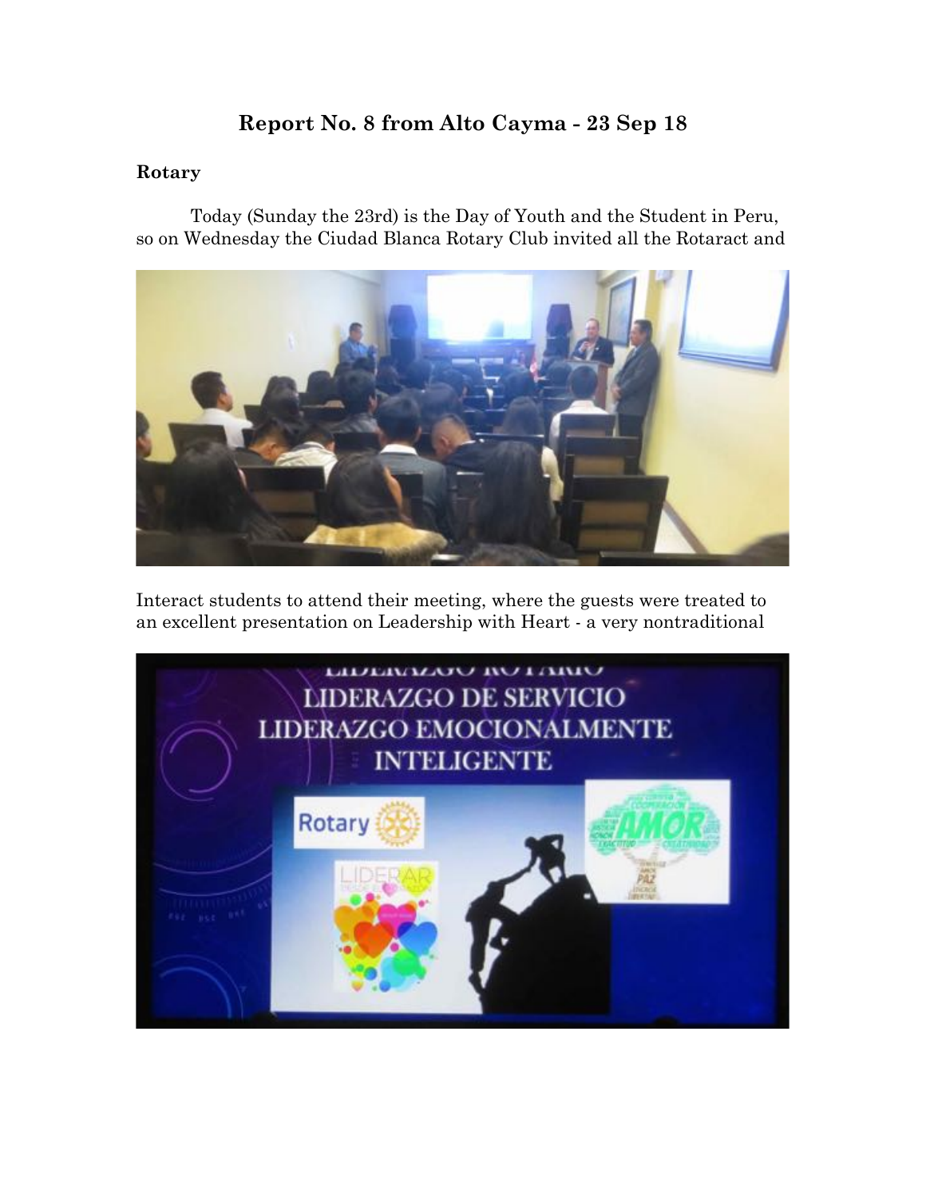# Report No. 8 from Alto Cayma - 23 Sep 18

## Rotary

Today (Sunday the 23rd) is the Day of Youth and the Student in Peru, so on Wednesday the Ciudad Blanca Rotary Club invited all the Rotaract and Interact students to attend their meeting, where the guests were treated to an excellent presentation on Leadership with Heart - a very nontraditional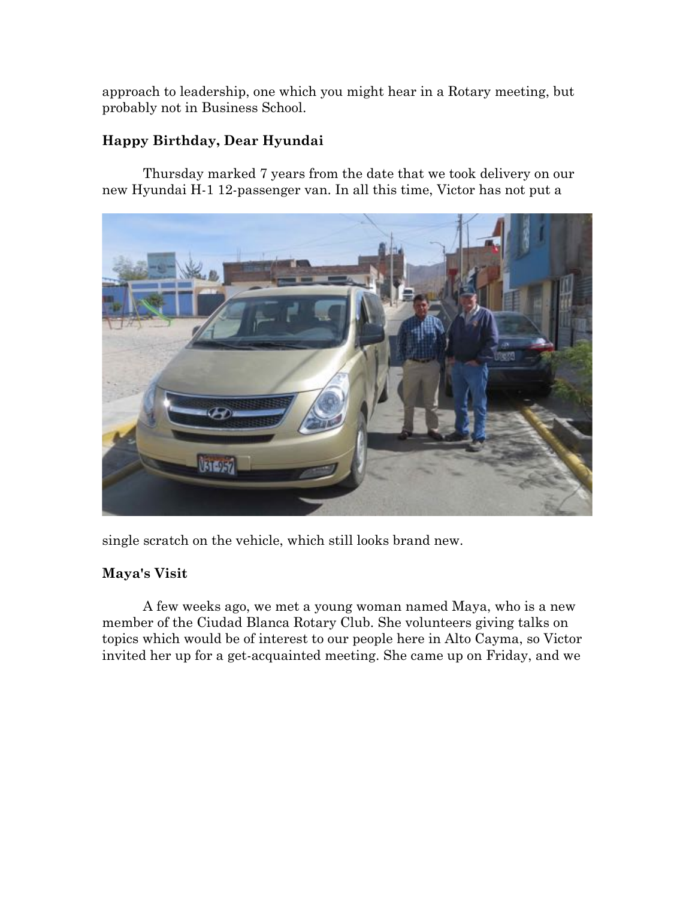approach to leadership, one which you might hear in a Rotary meeting, but probably not in Business School.

**Happy Birthday, Dear Hyundai**

Thursday marked 7 years from the date that we took delivery on our new Hyundai H-1 12-passenger van. In all this time, Victor has not put a single scratch on the vehicle, which still looks brand new.

**Maya's Visit**

A few weeks ago, we met a young woman named Maya, who is a new member of the Ciudad Blanca Rotary Club. She volunteers giving talks on topics which would be of interest to our people here in Alto Cayma, so Victor invited her up for a get-acquainted meeting. She came up on Friday, and we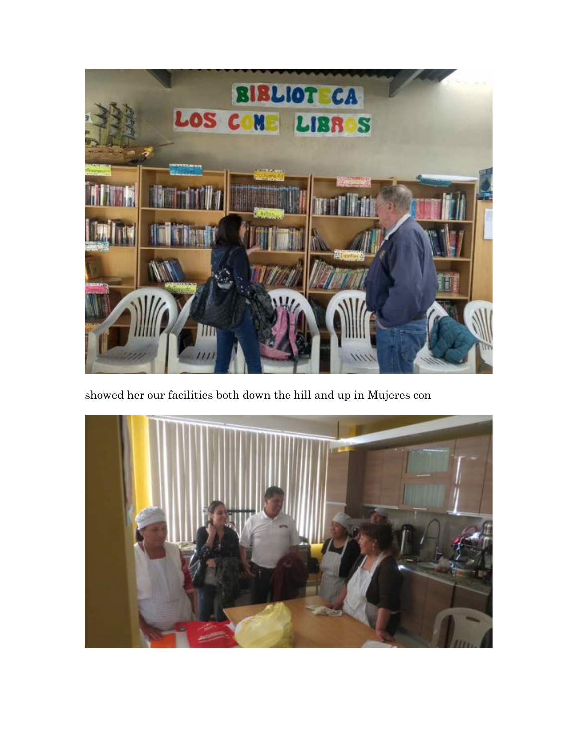showed her our facilities both down the hill and up in Mujeres con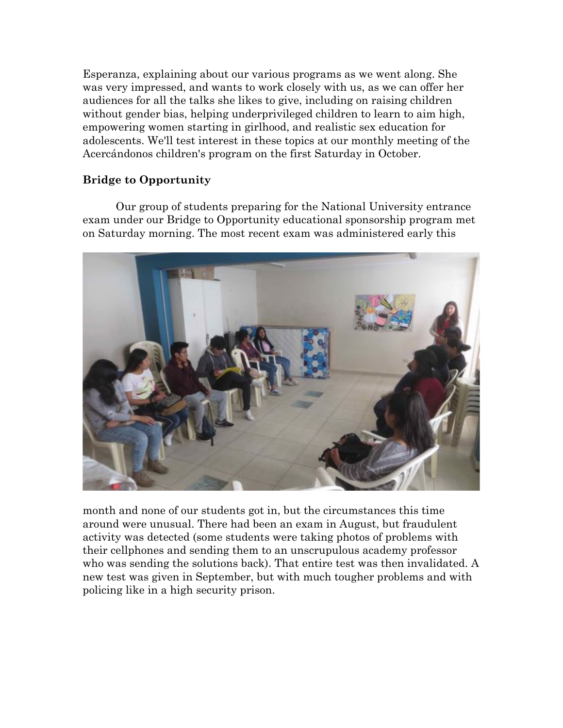Esperanza, explaining about our various programs as we went along. She was very impressed, and wants to work closely with us, as we can offer her audiences for all the talks she likes to give, including on raising children without gender bias, helping underprivileged children to learn to aim high, empowering women starting in girlhood, and realistic sex education for adolescents. We'll test interest in these topics at our monthly meeting of the Acercándonos children's program on the first Saturday in October.

**Bridge to Opportunity**

Our group of students preparing for the National University entrance exam under our Bridge to Opportunity educational sponsorship program met on Saturday morning. The most recent exam was administered early this month and none of our students got in, but the circumstances this time around were unusual. There had been an exam in August, but fraudulent activity was detected (some students were taking photos of problems with their cellphones and sending them to an unscrupulous academy professor who was sending the solutions back). That entire test was then invalidated. A new test was given in September, but with much tougher problems and with policing like in a high security prison.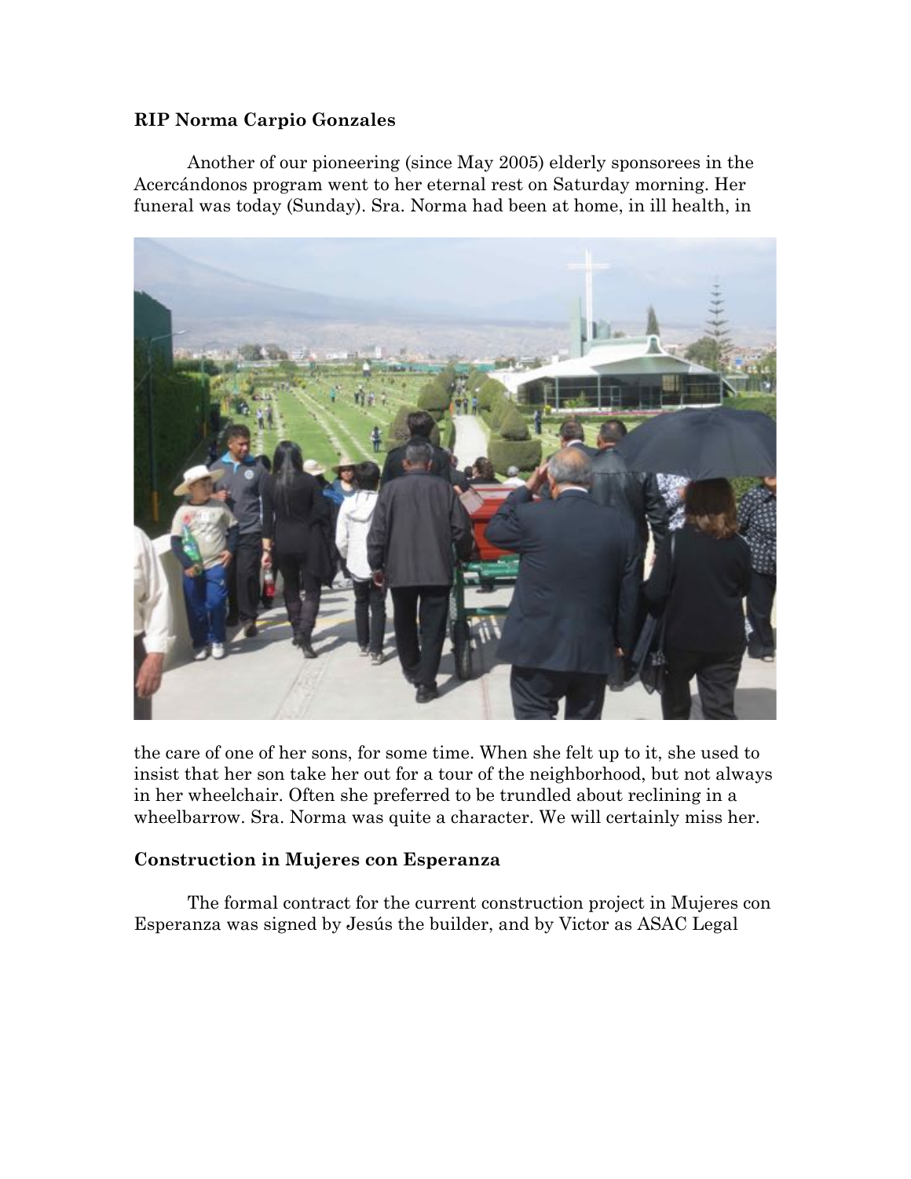**RIP Norma Carpio Gonzales**

Another of our pioneering (since May 2005) elderly sponsorees in the Acercándonos program went to her eternal rest on Saturday morning. Her funeral was today (Sunday). Sra. Norma had been at home, in ill health, in the care of one of her sons, for some time. When she felt up to it, she used to insist that her son take her out for a tour of the neighborhood, but not always in her wheelchair. Often she preferred to be trundled about reclining in a wheelbarrow. Sra. Norma was quite a character. We will certainly miss her.

**Construction in Mujeres con Esperanza**

The formal contract for the current construction project in Mujeres con Esperanza was signed by Jesús the builder, and by Victor as ASAC Legal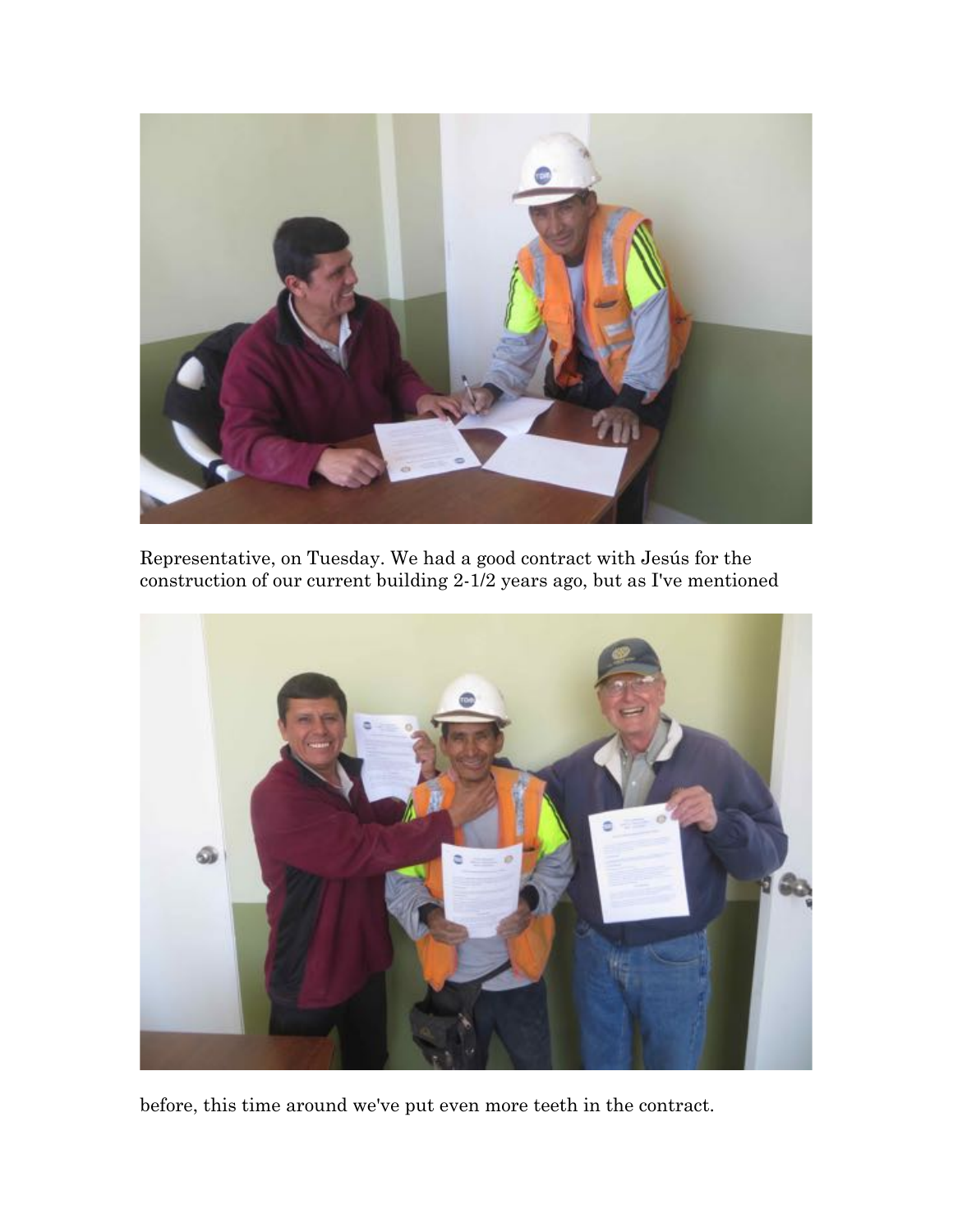Representative, on Tuesday. We had a good contract with Jesús for the construction of our current building 2-1/2 years ago, but as I've mentioned

before, this time around we've put even more teeth in the contract.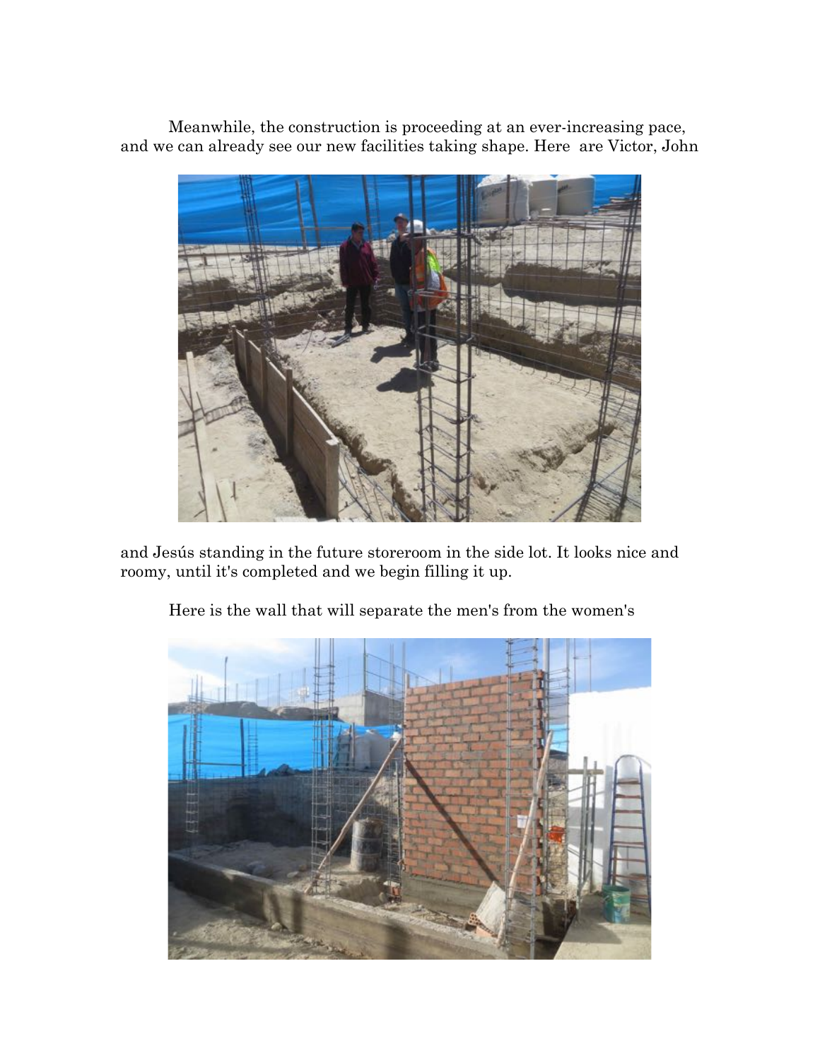Meanwhile, the construction is proceeding at an ever-increasing pace, and we can already see our new facilities taking shape. Here are Victor, John

and Jesús standing in the future storeroom in the side lot. It looks nice and roomy, until it's completed and we begin filling it up.

Here is the wall that will separate the men's from the women's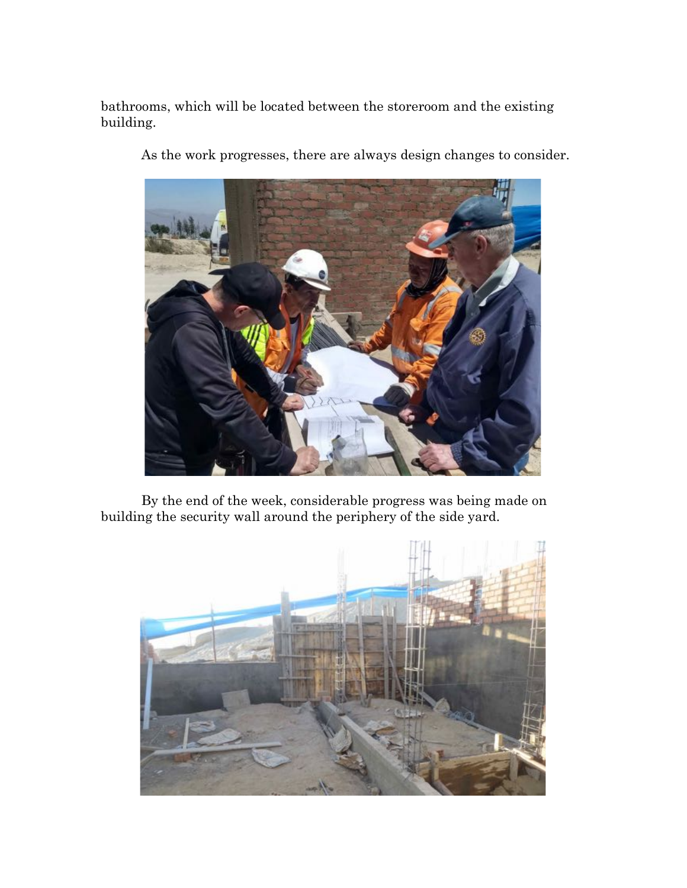bathrooms, which will be located between the storeroom and the existing building.

As the work progresses, there are always design changes to consider.

By the end of the week, considerable progress was being made on building the security wall around the periphery of the side yard.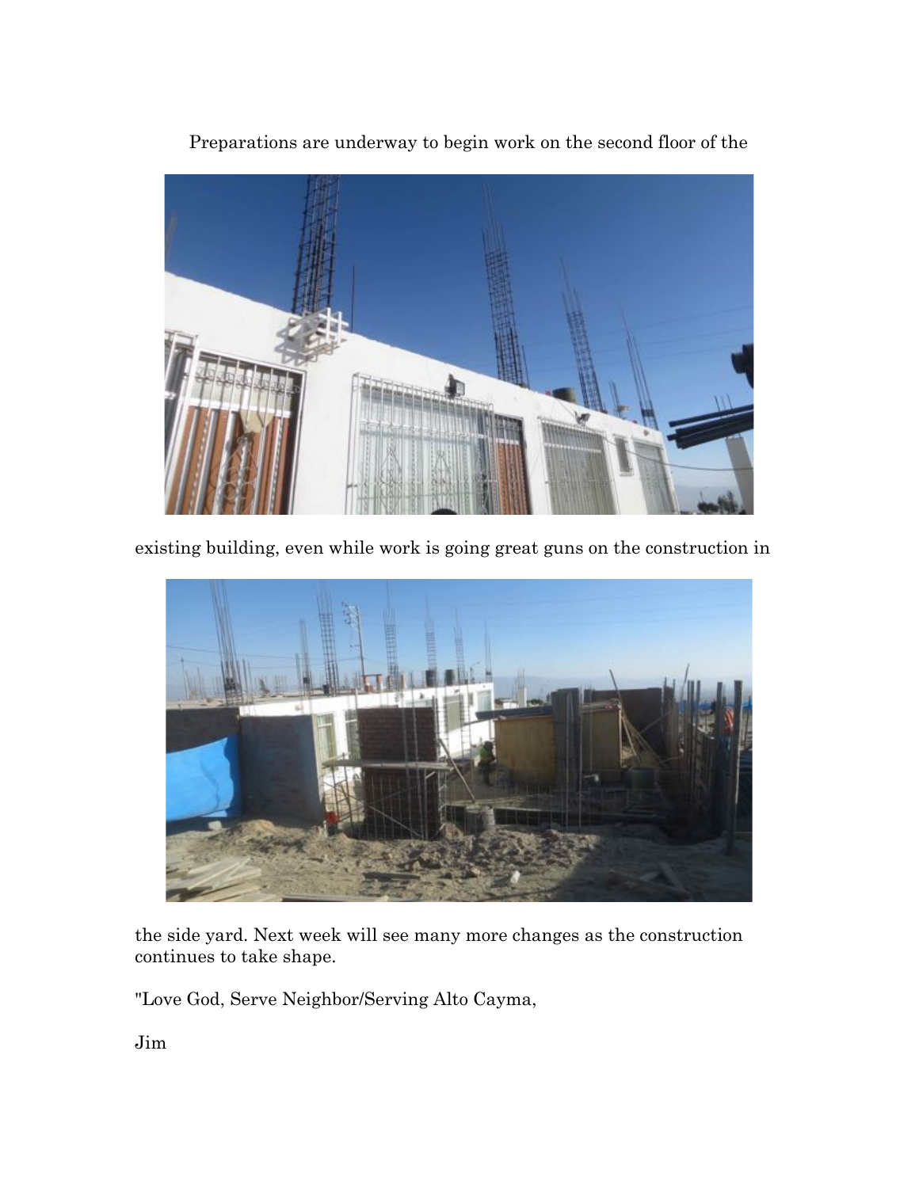Preparations are underway to begin work on the second floor of the

existing building, even while work is going great guns on the construction in

the side yard. Next week will see many more changes as the construction continues to take shape.

"Love God, Serve Neighbor/Serving Alto Cayma,

Jim